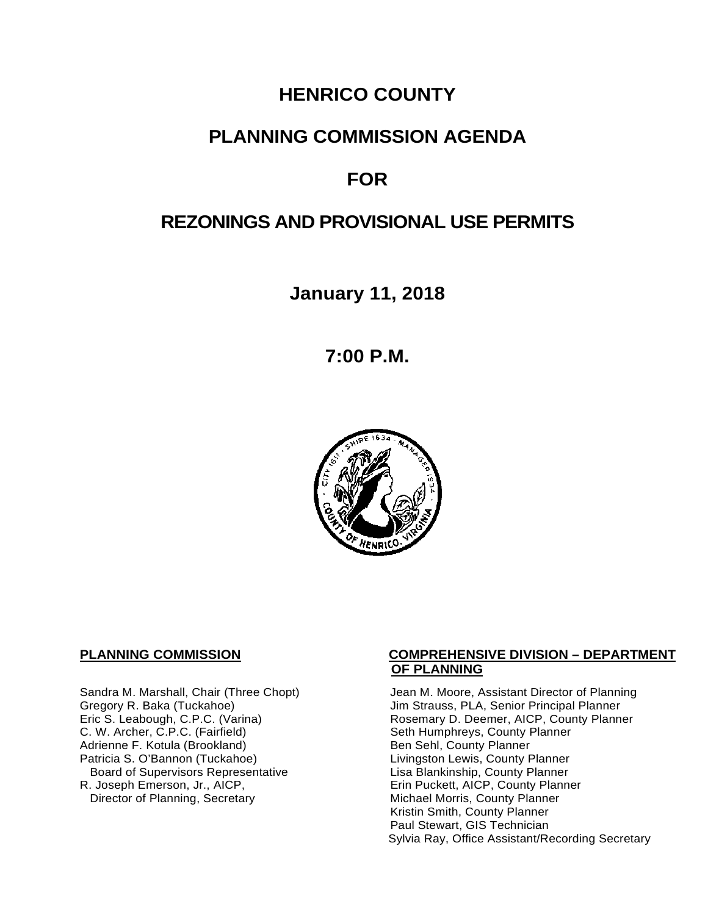# HENRICO COUNTY

# PLANNING COMMISSION AGENDA

# FOR

# REZONINGS AND PROVISIONAL USE PERMITS

**January 11, 2018**

**7:00 P.M.**

**PLANNING COMMISSION**

Sandra M. Marshall, Chair (Three Chopt)
Gregory R. Baka (Tuckahoe)
Eric S. Leabough, C.P.C. (Varina)
C. W. Archer, C.P.C. (Fairfield)
Adrienne F. Kotula (Brookland)
Patricia S. O'Bannon (Tuckahoe)
  Board of Supervisors Representative
R. Joseph Emerson, Jr., AICP,
  Director of Planning, Secretary

**COMPREHENSIVE DIVISION – DEPARTMENT OF PLANNING**

Jean M. Moore, Assistant Director of Planning
Jim Strauss, PLA, Senior Principal Planner
Rosemary D. Deemer, AICP, County Planner
Seth Humphreys, County Planner
Ben Sehl, County Planner
Livingston Lewis, County Planner
Lisa Blankinship, County Planner
Erin Puckett, AICP, County Planner
Michael Morris, County Planner
Kristin Smith, County Planner
Paul Stewart, GIS Technician
Sylvia Ray, Office Assistant/Recording Secretary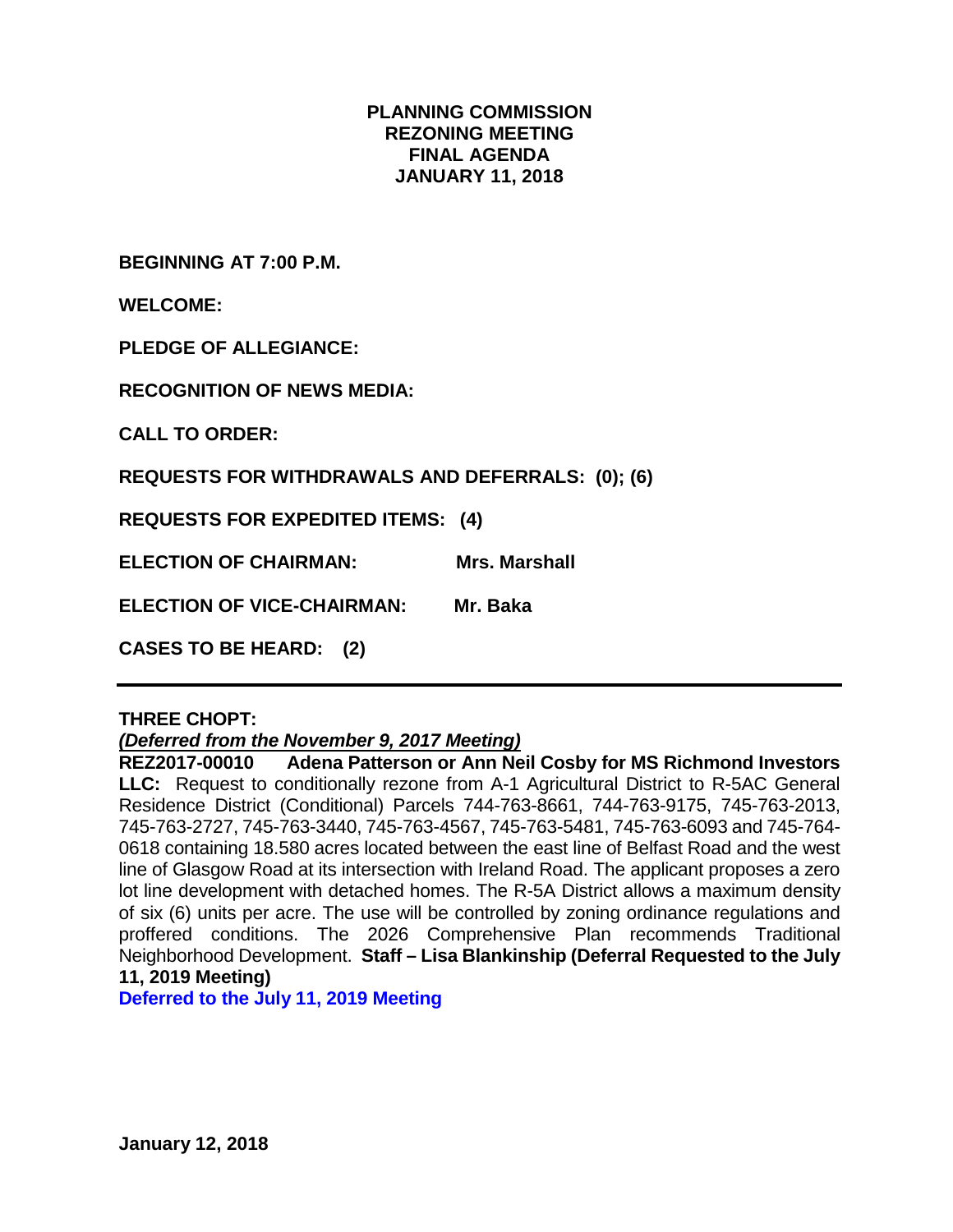# PLANNING COMMISSION
## REZONING MEETING
## FINAL AGENDA
## JANUARY 11, 2018

**BEGINNING AT 7:00 P.M.**

**WELCOME:**

**PLEDGE OF ALLEGIANCE:**

**RECOGNITION OF NEWS MEDIA:**

**CALL TO ORDER:**

**REQUESTS FOR WITHDRAWALS AND DEFERRALS: (0); (6)**

**REQUESTS FOR EXPEDITED ITEMS: (4)**

**ELECTION OF CHAIRMAN: Mrs. Marshall**

**ELECTION OF VICE-CHAIRMAN: Mr. Baka**

**CASES TO BE HEARD: (2)**

---

**THREE CHOPT:**

***(Deferred from the November 9, 2017 Meeting)***

**REZ2017-00010 Adena Patterson or Ann Neil Cosby for MS Richmond Investors LLC:** Request to conditionally rezone from A-1 Agricultural District to R-5AC General Residence District (Conditional) Parcels 744-763-8661, 744-763-9175, 745-763-2013, 745-763-2727, 745-763-3440, 745-763-4567, 745-763-5481, 745-763-6093 and 745-764-0618 containing 18.580 acres located between the east line of Belfast Road and the west line of Glasgow Road at its intersection with Ireland Road. The applicant proposes a zero lot line development with detached homes. The R-5A District allows a maximum density of six (6) units per acre. The use will be controlled by zoning ordinance regulations and proffered conditions. The 2026 Comprehensive Plan recommends Traditional Neighborhood Development. **Staff – Lisa Blankinship (Deferral Requested to the July 11, 2019 Meeting)**

**Deferred to the July 11, 2019 Meeting**

**January 12, 2018**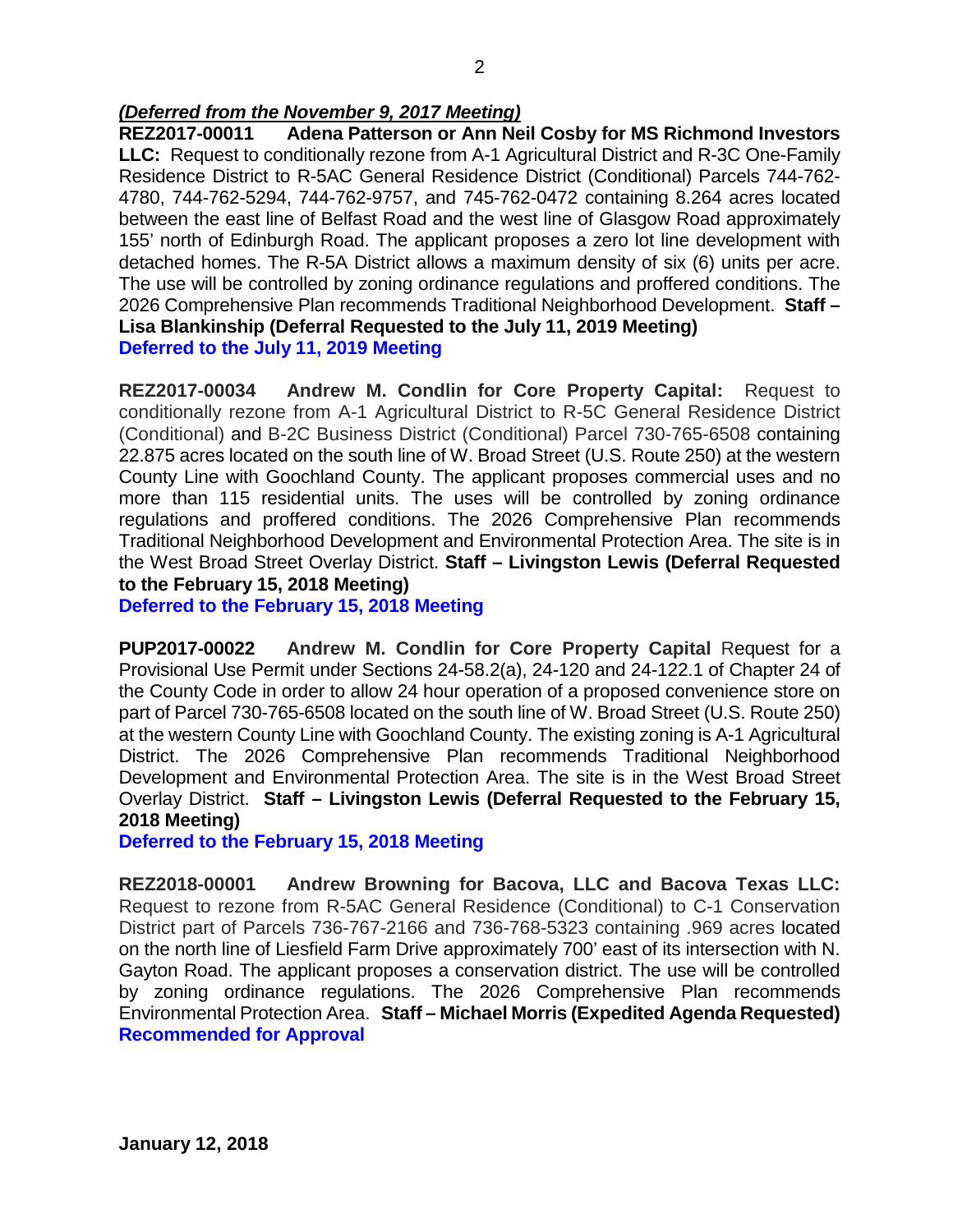***(Deferred from the November 9, 2017 Meeting)***

**REZ2017-00011 Adena Patterson or Ann Neil Cosby for MS Richmond Investors LLC:** Request to conditionally rezone from A-1 Agricultural District and R-3C One-Family Residence District to R-5AC General Residence District (Conditional) Parcels 744-762-4780, 744-762-5294, 744-762-9757, and 745-762-0472 containing 8.264 acres located between the east line of Belfast Road and the west line of Glasgow Road approximately 155' north of Edinburgh Road. The applicant proposes a zero lot line development with detached homes. The R-5A District allows a maximum density of six (6) units per acre. The use will be controlled by zoning ordinance regulations and proffered conditions. The 2026 Comprehensive Plan recommends Traditional Neighborhood Development. **Staff – Lisa Blankinship (Deferral Requested to the July 11, 2019 Meeting)**
**Deferred to the July 11, 2019 Meeting**

**REZ2017-00034 Andrew M. Condlin for Core Property Capital:** Request to conditionally rezone from A-1 Agricultural District to R-5C General Residence District (Conditional) and B-2C Business District (Conditional) Parcel 730-765-6508 containing 22.875 acres located on the south line of W. Broad Street (U.S. Route 250) at the western County Line with Goochland County. The applicant proposes commercial uses and no more than 115 residential units. The uses will be controlled by zoning ordinance regulations and proffered conditions. The 2026 Comprehensive Plan recommends Traditional Neighborhood Development and Environmental Protection Area. The site is in the West Broad Street Overlay District. **Staff – Livingston Lewis (Deferral Requested to the February 15, 2018 Meeting)**
**Deferred to the February 15, 2018 Meeting**

**PUP2017-00022 Andrew M. Condlin for Core Property Capital** Request for a Provisional Use Permit under Sections 24-58.2(a), 24-120 and 24-122.1 of Chapter 24 of the County Code in order to allow 24 hour operation of a proposed convenience store on part of Parcel 730-765-6508 located on the south line of W. Broad Street (U.S. Route 250) at the western County Line with Goochland County. The existing zoning is A-1 Agricultural District. The 2026 Comprehensive Plan recommends Traditional Neighborhood Development and Environmental Protection Area. The site is in the West Broad Street Overlay District. **Staff – Livingston Lewis (Deferral Requested to the February 15, 2018 Meeting)**
**Deferred to the February 15, 2018 Meeting**

**REZ2018-00001 Andrew Browning for Bacova, LLC and Bacova Texas LLC:** Request to rezone from R-5AC General Residence (Conditional) to C-1 Conservation District part of Parcels 736-767-2166 and 736-768-5323 containing .969 acres located on the north line of Liesfield Farm Drive approximately 700' east of its intersection with N. Gayton Road. The applicant proposes a conservation district. The use will be controlled by zoning ordinance regulations. The 2026 Comprehensive Plan recommends Environmental Protection Area. **Staff – Michael Morris (Expedited Agenda Requested)**
**Recommended for Approval**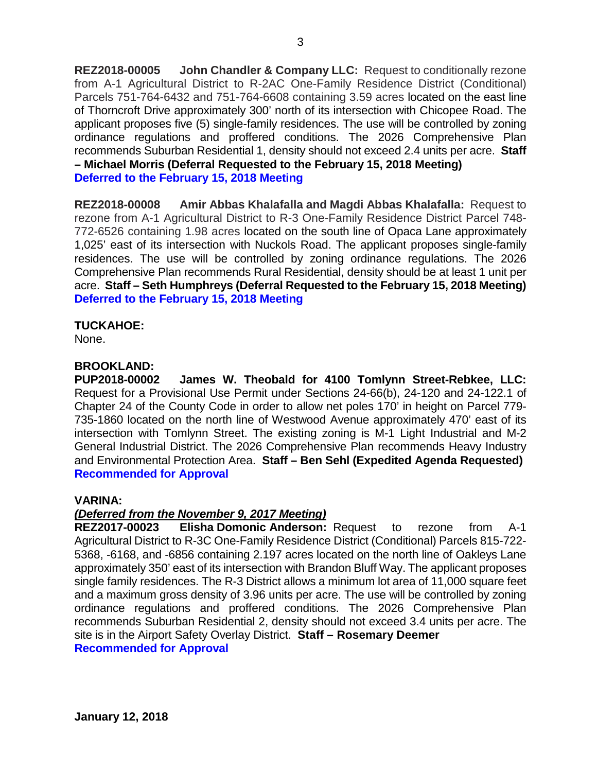**REZ2018-00005 John Chandler & Company LLC:** Request to conditionally rezone from A-1 Agricultural District to R-2AC One-Family Residence District (Conditional) Parcels 751-764-6432 and 751-764-6608 containing 3.59 acres located on the east line of Thorncroft Drive approximately 300' north of its intersection with Chicopee Road. The applicant proposes five (5) single-family residences. The use will be controlled by zoning ordinance regulations and proffered conditions. The 2026 Comprehensive Plan recommends Suburban Residential 1, density should not exceed 2.4 units per acre. **Staff – Michael Morris (Deferral Requested to the February 15, 2018 Meeting)**
**Deferred to the February 15, 2018 Meeting**

**REZ2018-00008 Amir Abbas Khalafalla and Magdi Abbas Khalafalla:** Request to rezone from A-1 Agricultural District to R-3 One-Family Residence District Parcel 748-772-6526 containing 1.98 acres located on the south line of Opaca Lane approximately 1,025' east of its intersection with Nuckols Road. The applicant proposes single-family residences. The use will be controlled by zoning ordinance regulations. The 2026 Comprehensive Plan recommends Rural Residential, density should be at least 1 unit per acre. **Staff – Seth Humphreys (Deferral Requested to the February 15, 2018 Meeting)**
**Deferred to the February 15, 2018 Meeting**

**TUCKAHOE:**
None.

**BROOKLAND:**
**PUP2018-00002 James W. Theobald for 4100 Tomlynn Street-Rebkee, LLC:** Request for a Provisional Use Permit under Sections 24-66(b), 24-120 and 24-122.1 of Chapter 24 of the County Code in order to allow net poles 170' in height on Parcel 779-735-1860 located on the north line of Westwood Avenue approximately 470' east of its intersection with Tomlynn Street. The existing zoning is M-1 Light Industrial and M-2 General Industrial District. The 2026 Comprehensive Plan recommends Heavy Industry and Environmental Protection Area. **Staff – Ben Sehl (Expedited Agenda Requested)**
**Recommended for Approval**

**VARINA:**
***(Deferred from the November 9, 2017 Meeting)***
**REZ2017-00023 Elisha Domonic Anderson:** Request to rezone from A-1 Agricultural District to R-3C One-Family Residence District (Conditional) Parcels 815-722-5368, -6168, and -6856 containing 2.197 acres located on the north line of Oakleys Lane approximately 350' east of its intersection with Brandon Bluff Way. The applicant proposes single family residences. The R-3 District allows a minimum lot area of 11,000 square feet and a maximum gross density of 3.96 units per acre. The use will be controlled by zoning ordinance regulations and proffered conditions. The 2026 Comprehensive Plan recommends Suburban Residential 2, density should not exceed 3.4 units per acre. The site is in the Airport Safety Overlay District. **Staff – Rosemary Deemer**
**Recommended for Approval**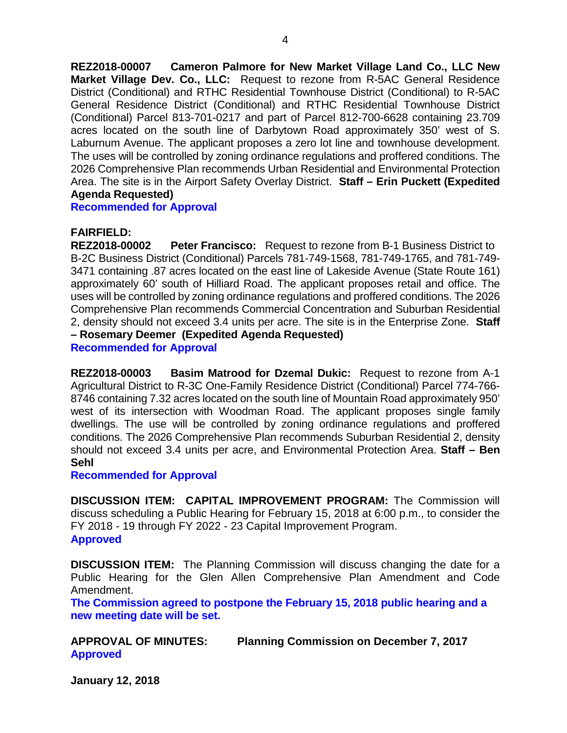**REZ2018-00007 Cameron Palmore for New Market Village Land Co., LLC New Market Village Dev. Co., LLC:** Request to rezone from R-5AC General Residence District (Conditional) and RTHC Residential Townhouse District (Conditional) to R-5AC General Residence District (Conditional) and RTHC Residential Townhouse District (Conditional) Parcel 813-701-0217 and part of Parcel 812-700-6628 containing 23.709 acres located on the south line of Darbytown Road approximately 350' west of S. Laburnum Avenue. The applicant proposes a zero lot line and townhouse development. The uses will be controlled by zoning ordinance regulations and proffered conditions. The 2026 Comprehensive Plan recommends Urban Residential and Environmental Protection Area. The site is in the Airport Safety Overlay District. **Staff – Erin Puckett (Expedited Agenda Requested)**

**Recommended for Approval**

**FAIRFIELD:**

**REZ2018-00002 Peter Francisco:** Request to rezone from B-1 Business District to B-2C Business District (Conditional) Parcels 781-749-1568, 781-749-1765, and 781-749-3471 containing .87 acres located on the east line of Lakeside Avenue (State Route 161) approximately 60' south of Hilliard Road. The applicant proposes retail and office. The uses will be controlled by zoning ordinance regulations and proffered conditions. The 2026 Comprehensive Plan recommends Commercial Concentration and Suburban Residential 2, density should not exceed 3.4 units per acre. The site is in the Enterprise Zone. **Staff – Rosemary Deemer (Expedited Agenda Requested)**

**Recommended for Approval**

**REZ2018-00003 Basim Matrood for Dzemal Dukic:** Request to rezone from A-1 Agricultural District to R-3C One-Family Residence District (Conditional) Parcel 774-766-8746 containing 7.32 acres located on the south line of Mountain Road approximately 950' west of its intersection with Woodman Road. The applicant proposes single family dwellings. The use will be controlled by zoning ordinance regulations and proffered conditions. The 2026 Comprehensive Plan recommends Suburban Residential 2, density should not exceed 3.4 units per acre, and Environmental Protection Area. **Staff – Ben Sehl**

**Recommended for Approval**

**DISCUSSION ITEM: CAPITAL IMPROVEMENT PROGRAM:** The Commission will discuss scheduling a Public Hearing for February 15, 2018 at 6:00 p.m., to consider the FY 2018 - 19 through FY 2022 - 23 Capital Improvement Program.

**Approved**

**DISCUSSION ITEM:** The Planning Commission will discuss changing the date for a Public Hearing for the Glen Allen Comprehensive Plan Amendment and Code Amendment.

**The Commission agreed to postpone the February 15, 2018 public hearing and a new meeting date will be set.**

**APPROVAL OF MINUTES: Planning Commission on December 7, 2017**

**Approved**

**January 12, 2018**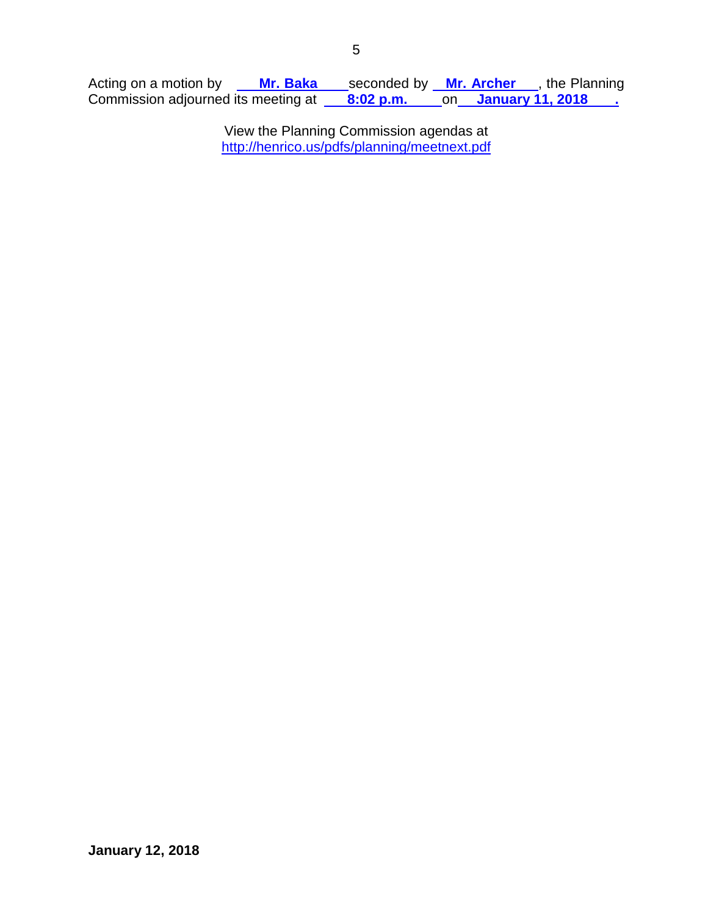Acting on a motion by **Mr. Baka** seconded by **Mr. Archer**, the Planning Commission adjourned its meeting at **8:02 p.m.** on **January 11, 2018**.

View the Planning Commission agendas at
http://henrico.us/pdfs/planning/meetnext.pdf

**January 12, 2018**